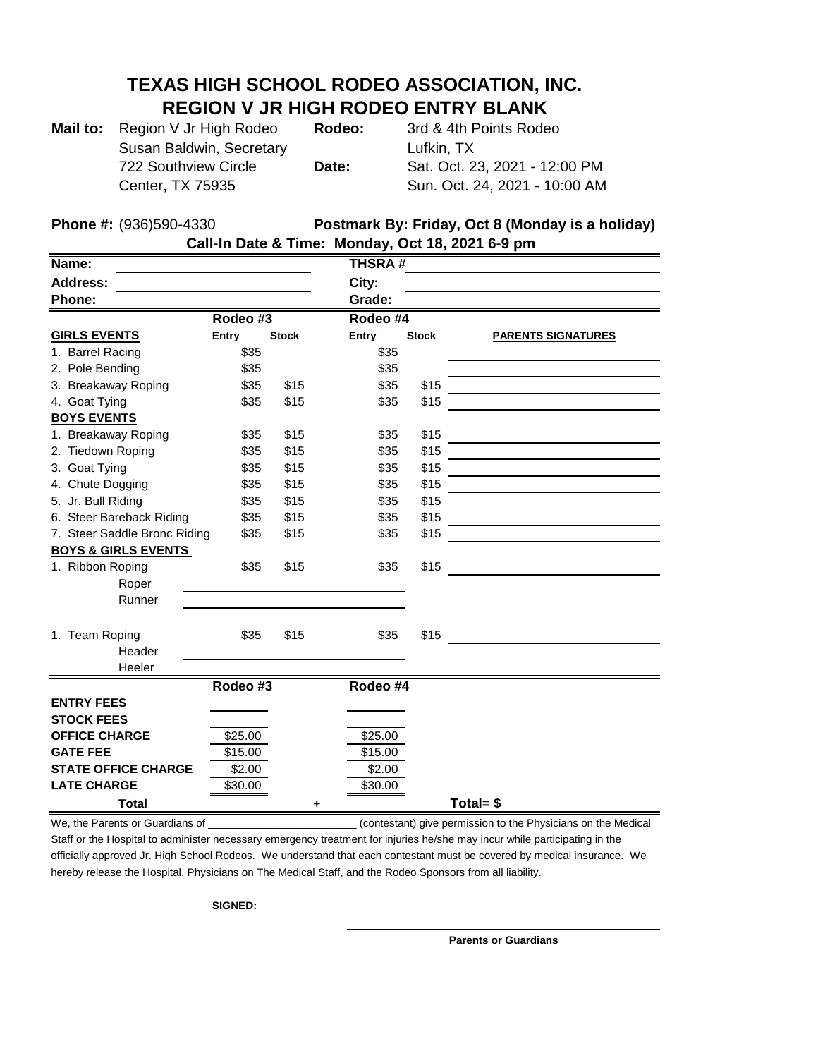# TEXAS HIGH SCHOOL RODEO ASSOCIATION, INC.
## REGION V JR HIGH RODEO ENTRY BLANK

**Mail to:** Region V Jr High Rodeo
Susan Baldwin, Secretary
722 Southview Circle
Center, TX 75935

**Rodeo:** 3rd & 4th Points Rodeo
Lufkin, TX

**Date:** Sat. Oct. 23, 2021 - 12:00 PM
Sun. Oct. 24, 2021 - 10:00 AM

**Phone #:** (936)590-4330

**Postmark By: Friday, Oct 8 (Monday is a holiday)**

**Call-In Date & Time: Monday, Oct 18, 2021 6-9 pm**

**Name:** ____________________ **THSRA #** ____________________

**Address:** ____________________ **City:** ____________________

**Phone:** ____________________ **Grade:** ____________________

| | Rodeo #3 | | Rodeo #4 | | |
|---|---|---|---|---|---|
| **GIRLS EVENTS** | **Entry** | **Stock** | **Entry** | **Stock** | **PARENTS SIGNATURES** |
| 1. Barrel Racing | $35 | | $35 | | |
| 2. Pole Bending | $35 | | $35 | | |
| 3. Breakaway Roping | $35 | $15 | $35 | $15 | |
| 4. Goat Tying | $35 | $15 | $35 | $15 | |
| **BOYS EVENTS** | | | | | |
| 1. Breakaway Roping | $35 | $15 | $35 | $15 | |
| 2. Tiedown Roping | $35 | $15 | $35 | $15 | |
| 3. Goat Tying | $35 | $15 | $35 | $15 | |
| 4. Chute Dogging | $35 | $15 | $35 | $15 | |
| 5. Jr. Bull Riding | $35 | $15 | $35 | $15 | |
| 6. Steer Bareback Riding | $35 | $15 | $35 | $15 | |
| 7. Steer Saddle Bronc Riding | $35 | $15 | $35 | $15 | |
| **BOYS & GIRLS EVENTS** | | | | | |
| 1. Ribbon Roping | $35 | $15 | $35 | $15 | |
| Roper | | | | | |
| Runner | | | | | |
| 1. Team Roping | $35 | $15 | $35 | $15 | |
| Header | | | | | |
| Heeler | | | | | |

| | Rodeo #3 | | Rodeo #4 | |
|---|---|---|---|---|
| **ENTRY FEES** | | | | |
| **STOCK FEES** | | | | |
| **OFFICE CHARGE** | $25.00 | | $25.00 | |
| **GATE FEE** | $15.00 | | $15.00 | |
| **STATE OFFICE CHARGE** | $2.00 | | $2.00 | |
| **LATE CHARGE** | $30.00 | | $30.00 | |
| **Total** | | + | | **Total= $** |

We, the Parents or Guardians of ____________________ (contestant) give permission to the Physicians on the Medical Staff or the Hospital to administer necessary emergency treatment for injuries he/she may incur while participating in the officially approved Jr. High School Rodeos. We understand that each contestant must be covered by medical insurance. We hereby release the Hospital, Physicians on The Medical Staff, and the Rodeo Sponsors from all liability.

**SIGNED:** ____________________

____________________

**Parents or Guardians**